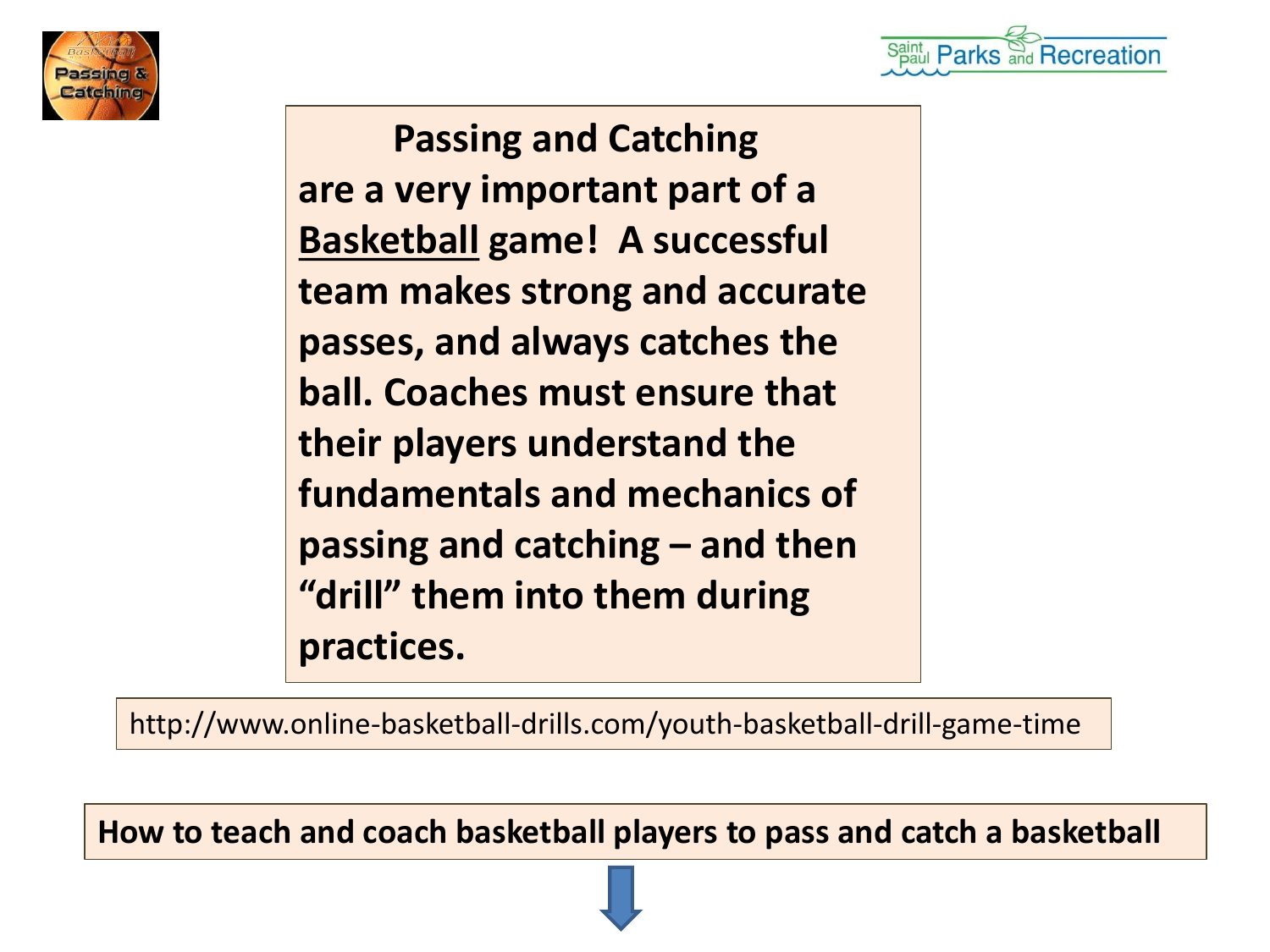# Passing and Catching

are a very important part of a Basketball game! A successful team makes strong and accurate passes, and always catches the ball. Coaches must ensure that their players understand the fundamentals and mechanics of passing and catching – and then "drill" them into them during practices.

http://www.online-basketball-drills.com/youth-basketball-drill-game-time

**How to teach and coach basketball players to pass and catch a basketball**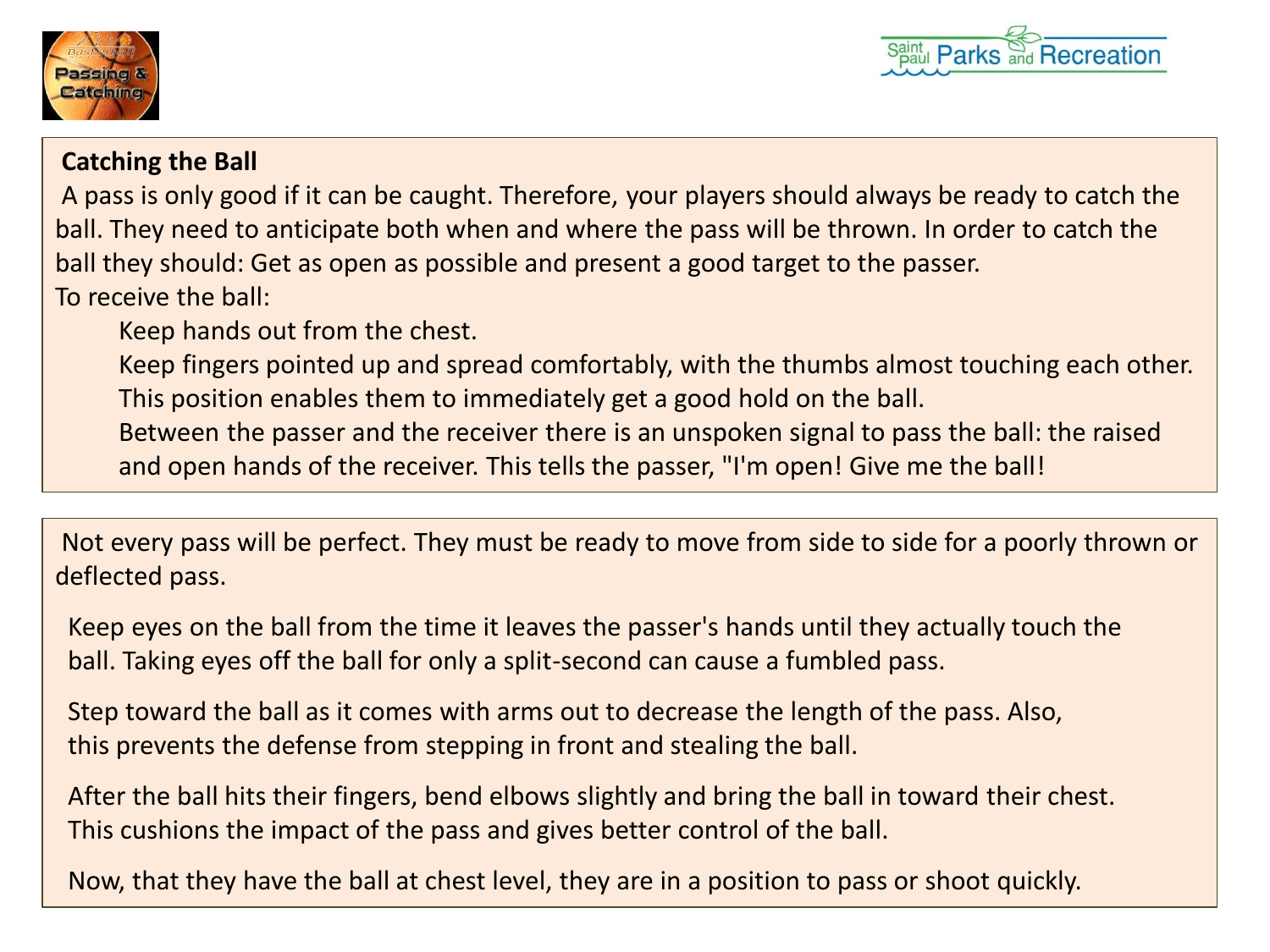## Catching the Ball

A pass is only good if it can be caught. Therefore, your players should always be ready to catch the ball. They need to anticipate both when and where the pass will be thrown. In order to catch the ball they should: Get as open as possible and present a good target to the passer.

To receive the ball:

- Keep hands out from the chest.
- Keep fingers pointed up and spread comfortably, with the thumbs almost touching each other. This position enables them to immediately get a good hold on the ball.
- Between the passer and the receiver there is an unspoken signal to pass the ball: the raised and open hands of the receiver. This tells the passer, "I'm open! Give me the ball!

Not every pass will be perfect. They must be ready to move from side to side for a poorly thrown or deflected pass.

Keep eyes on the ball from the time it leaves the passer's hands until they actually touch the ball. Taking eyes off the ball for only a split-second can cause a fumbled pass.

Step toward the ball as it comes with arms out to decrease the length of the pass. Also, this prevents the defense from stepping in front and stealing the ball.

After the ball hits their fingers, bend elbows slightly and bring the ball in toward their chest. This cushions the impact of the pass and gives better control of the ball.

Now, that they have the ball at chest level, they are in a position to pass or shoot quickly.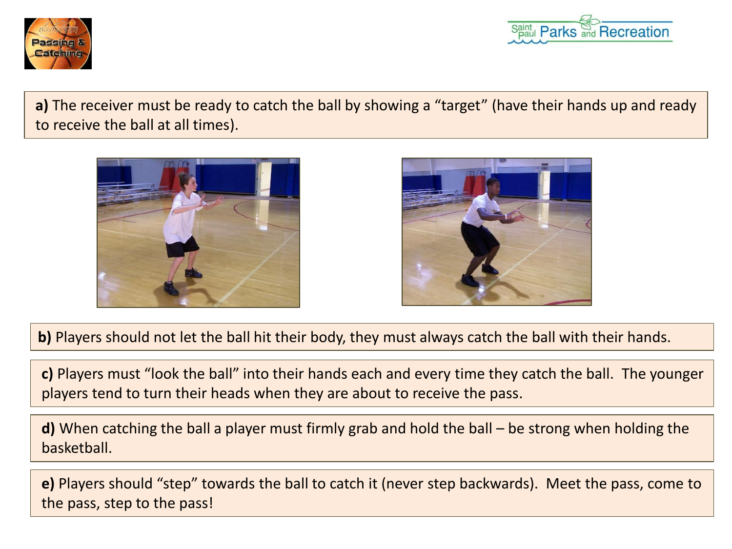**a)** The receiver must be ready to catch the ball by showing a "target" (have their hands up and ready to receive the ball at all times).

**b)** Players should not let the ball hit their body, they must always catch the ball with their hands.

**c)** Players must "look the ball" into their hands each and every time they catch the ball. The younger players tend to turn their heads when they are about to receive the pass.

**d)** When catching the ball a player must firmly grab and hold the ball – be strong when holding the basketball.

**e)** Players should "step" towards the ball to catch it (never step backwards). Meet the pass, come to the pass, step to the pass!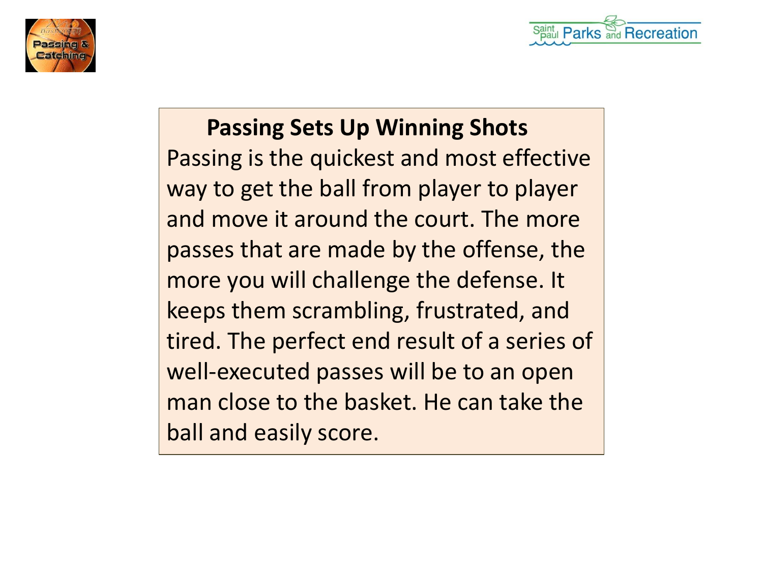## Passing Sets Up Winning Shots

Passing is the quickest and most effective way to get the ball from player to player and move it around the court. The more passes that are made by the offense, the more you will challenge the defense. It keeps them scrambling, frustrated, and tired. The perfect end result of a series of well-executed passes will be to an open man close to the basket. He can take the ball and easily score.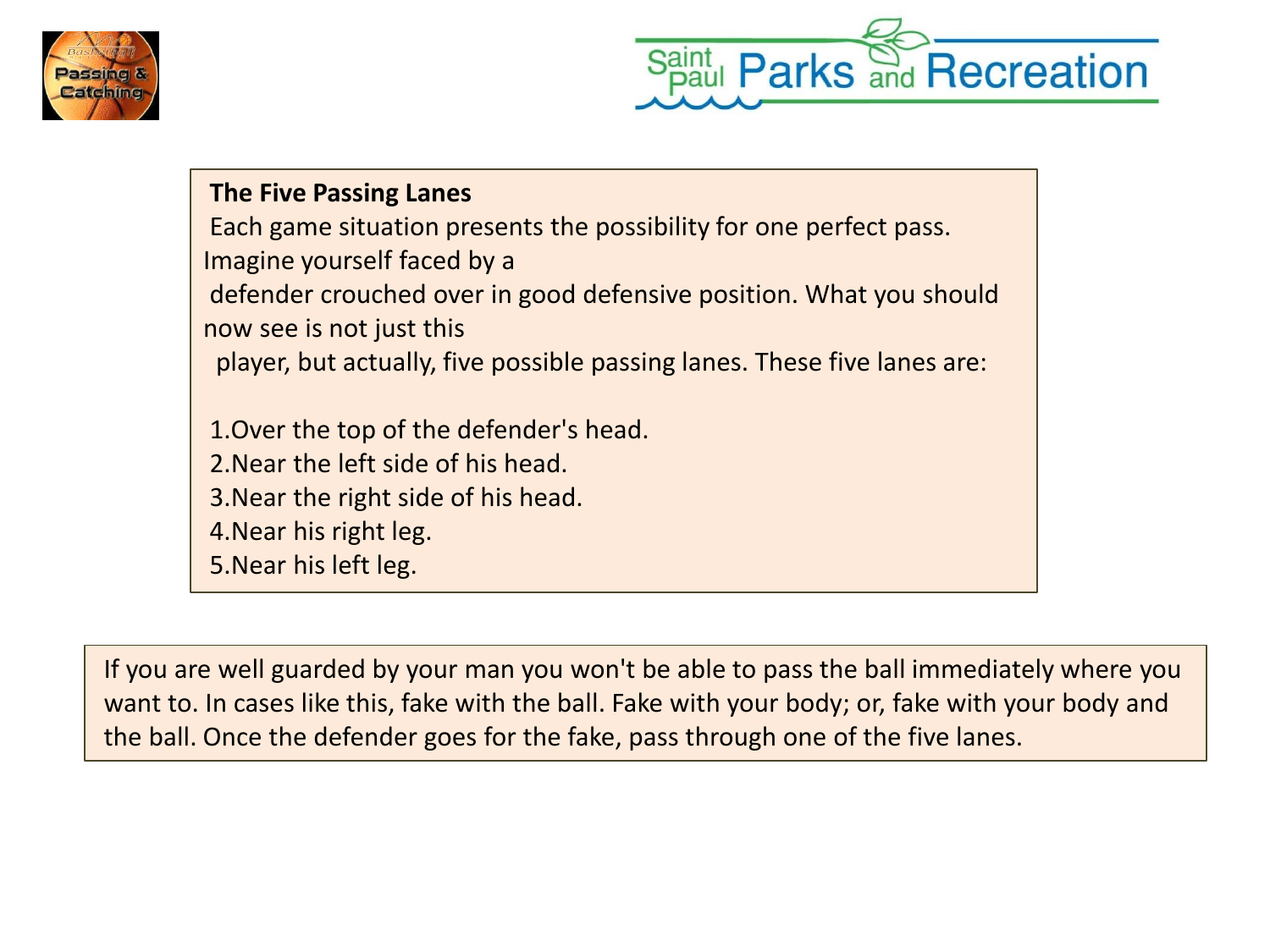### The Five Passing Lanes

Each game situation presents the possibility for one perfect pass. Imagine yourself faced by a defender crouched over in good defensive position. What you should now see is not just this player, but actually, five possible passing lanes. These five lanes are:

1. Over the top of the defender's head.
2. Near the left side of his head.
3. Near the right side of his head.
4. Near his right leg.
5. Near his left leg.

If you are well guarded by your man you won't be able to pass the ball immediately where you want to. In cases like this, fake with the ball. Fake with your body; or, fake with your body and the ball. Once the defender goes for the fake, pass through one of the five lanes.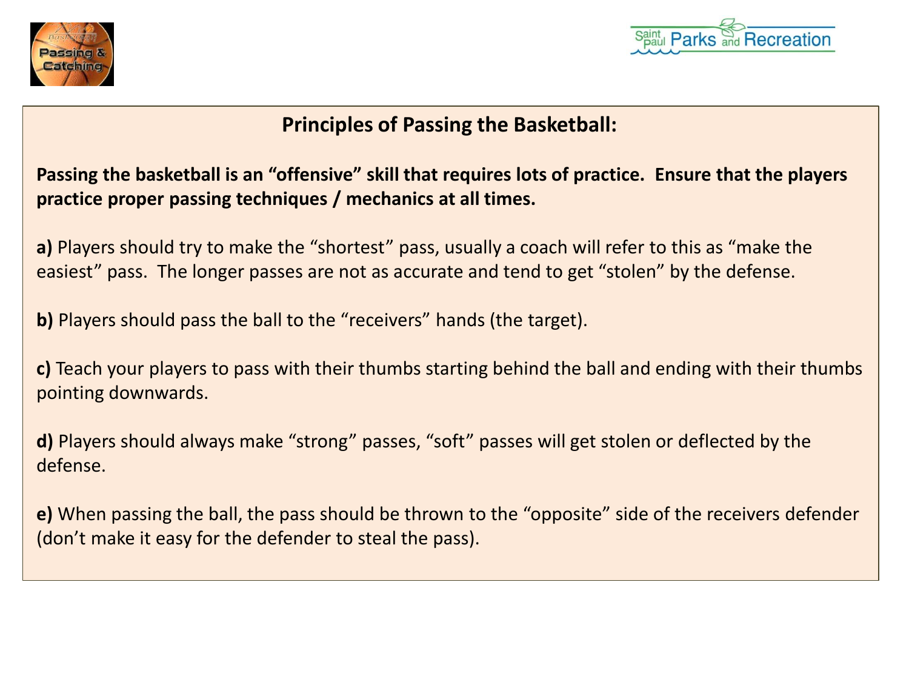## Principles of Passing the Basketball:

**Passing the basketball is an "offensive" skill that requires lots of practice. Ensure that the players practice proper passing techniques / mechanics at all times.**

**a)** Players should try to make the "shortest" pass, usually a coach will refer to this as "make the easiest" pass. The longer passes are not as accurate and tend to get "stolen" by the defense.

**b)** Players should pass the ball to the "receivers" hands (the target).

**c)** Teach your players to pass with their thumbs starting behind the ball and ending with their thumbs pointing downwards.

**d)** Players should always make "strong" passes, "soft" passes will get stolen or deflected by the defense.

**e)** When passing the ball, the pass should be thrown to the "opposite" side of the receivers defender (don't make it easy for the defender to steal the pass).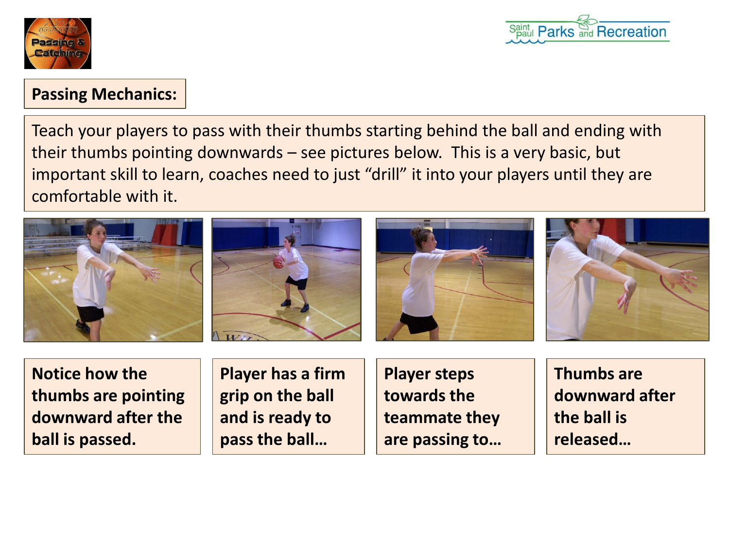## Passing Mechanics:

Teach your players to pass with their thumbs starting behind the ball and ending with their thumbs pointing downwards – see pictures below. This is a very basic, but important skill to learn, coaches need to just “drill” it into your players until they are comfortable with it.

**Notice how the thumbs are pointing downward after the ball is passed.**

**Player has a firm grip on the ball and is ready to pass the ball…**

**Player steps towards the teammate they are passing to…**

**Thumbs are downward after the ball is released…**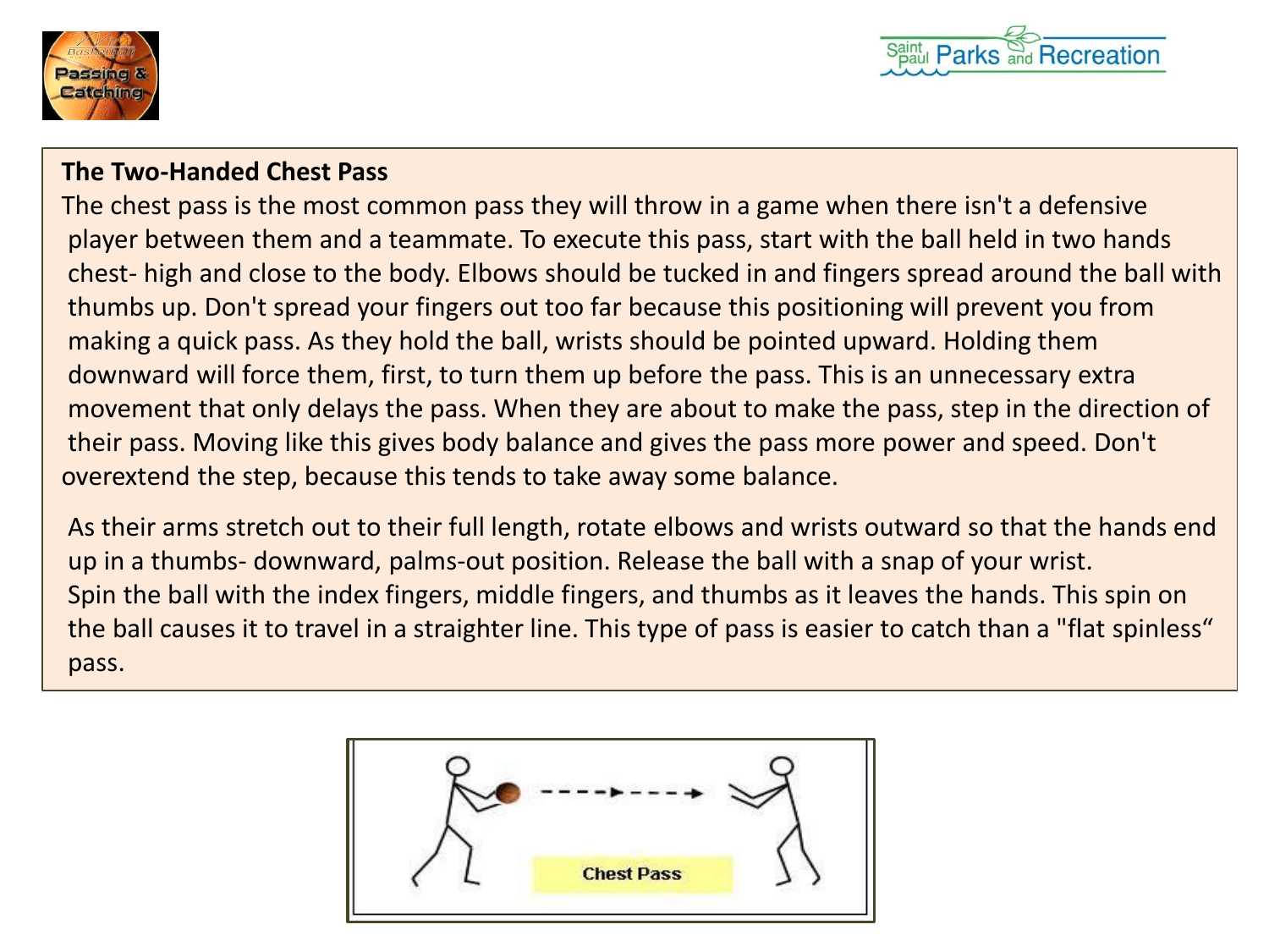**The Two-Handed Chest Pass**

The chest pass is the most common pass they will throw in a game when there isn't a defensive player between them and a teammate. To execute this pass, start with the ball held in two hands chest- high and close to the body. Elbows should be tucked in and fingers spread around the ball with thumbs up. Don't spread your fingers out too far because this positioning will prevent you from making a quick pass. As they hold the ball, wrists should be pointed upward. Holding them downward will force them, first, to turn them up before the pass. This is an unnecessary extra movement that only delays the pass. When they are about to make the pass, step in the direction of their pass. Moving like this gives body balance and gives the pass more power and speed. Don't overextend the step, because this tends to take away some balance.

As their arms stretch out to their full length, rotate elbows and wrists outward so that the hands end up in a thumbs- downward, palms-out position. Release the ball with a snap of your wrist. Spin the ball with the index fingers, middle fingers, and thumbs as it leaves the hands. This spin on the ball causes it to travel in a straighter line. This type of pass is easier to catch than a "flat spinless" pass.

Chest Pass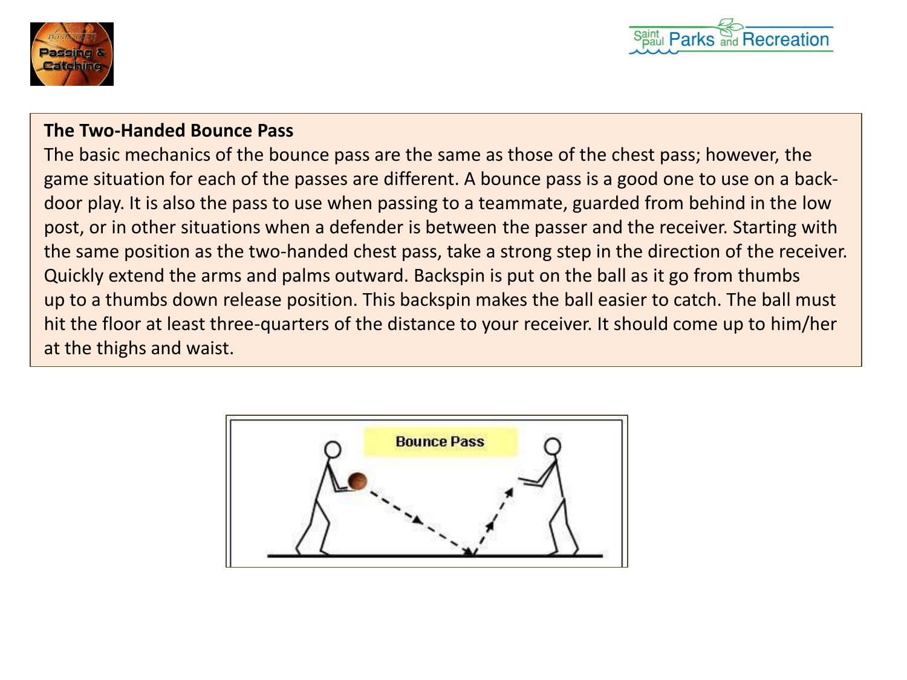**The Two-Handed Bounce Pass**

The basic mechanics of the bounce pass are the same as those of the chest pass; however, the game situation for each of the passes are different. A bounce pass is a good one to use on a back-door play. It is also the pass to use when passing to a teammate, guarded from behind in the low post, or in other situations when a defender is between the passer and the receiver. Starting with the same position as the two-handed chest pass, take a strong step in the direction of the receiver. Quickly extend the arms and palms outward. Backspin is put on the ball as it go from thumbs up to a thumbs down release position. This backspin makes the ball easier to catch. The ball must hit the floor at least three-quarters of the distance to your receiver. It should come up to him/her at the thighs and waist.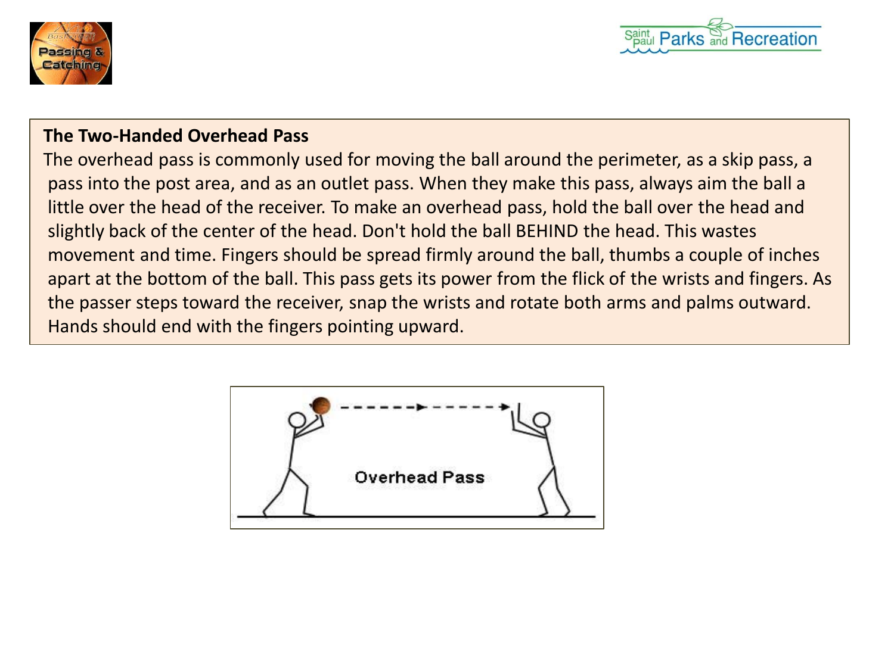**The Two-Handed Overhead Pass**

The overhead pass is commonly used for moving the ball around the perimeter, as a skip pass, a pass into the post area, and as an outlet pass. When they make this pass, always aim the ball a little over the head of the receiver. To make an overhead pass, hold the ball over the head and slightly back of the center of the head. Don't hold the ball BEHIND the head. This wastes movement and time. Fingers should be spread firmly around the ball, thumbs a couple of inches apart at the bottom of the ball. This pass gets its power from the flick of the wrists and fingers. As the passer steps toward the receiver, snap the wrists and rotate both arms and palms outward. Hands should end with the fingers pointing upward.

Overhead Pass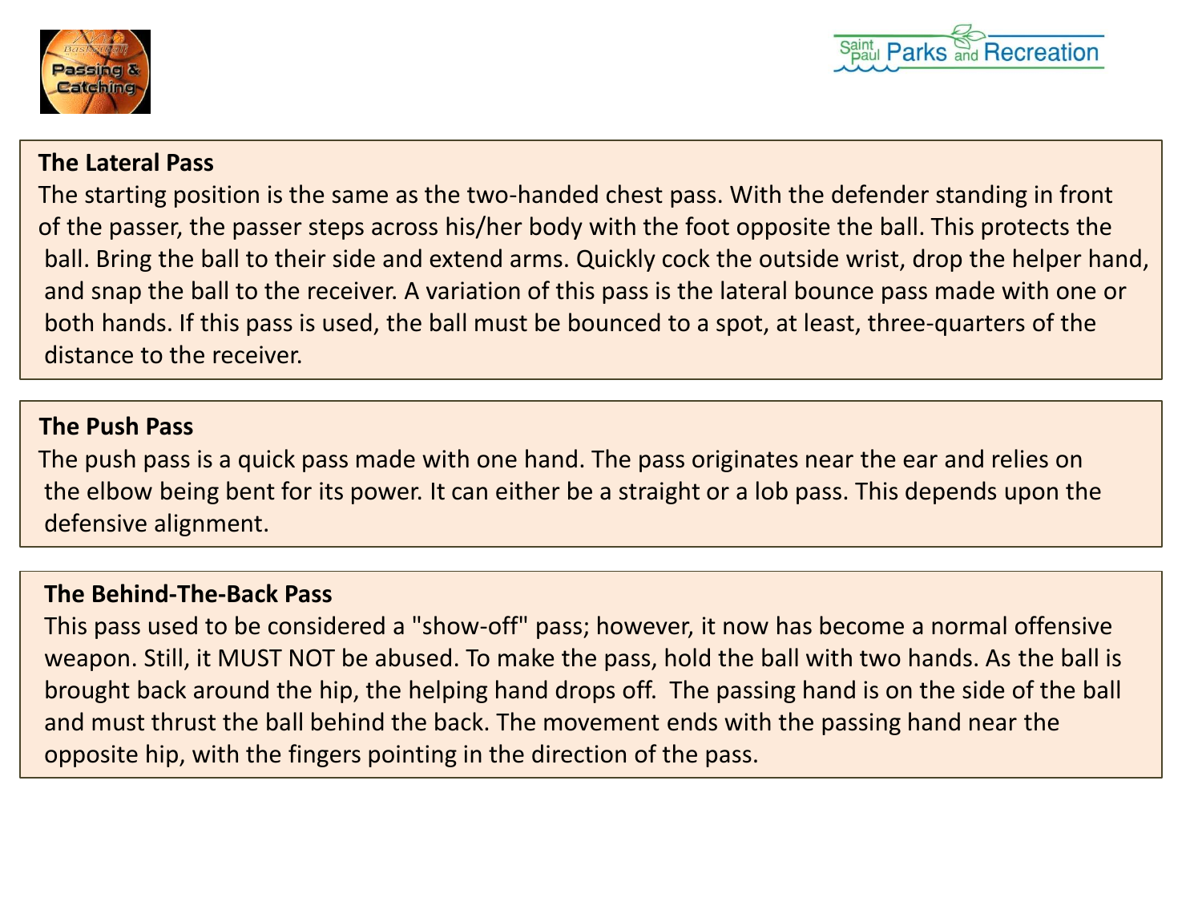## The Lateral Pass

The starting position is the same as the two-handed chest pass. With the defender standing in front of the passer, the passer steps across his/her body with the foot opposite the ball. This protects the ball. Bring the ball to their side and extend arms. Quickly cock the outside wrist, drop the helper hand, and snap the ball to the receiver. A variation of this pass is the lateral bounce pass made with one or both hands. If this pass is used, the ball must be bounced to a spot, at least, three-quarters of the distance to the receiver.

## The Push Pass

The push pass is a quick pass made with one hand. The pass originates near the ear and relies on the elbow being bent for its power. It can either be a straight or a lob pass. This depends upon the defensive alignment.

## The Behind-The-Back Pass

This pass used to be considered a "show-off" pass; however, it now has become a normal offensive weapon. Still, it MUST NOT be abused. To make the pass, hold the ball with two hands. As the ball is brought back around the hip, the helping hand drops off. The passing hand is on the side of the ball and must thrust the ball behind the back. The movement ends with the passing hand near the opposite hip, with the fingers pointing in the direction of the pass.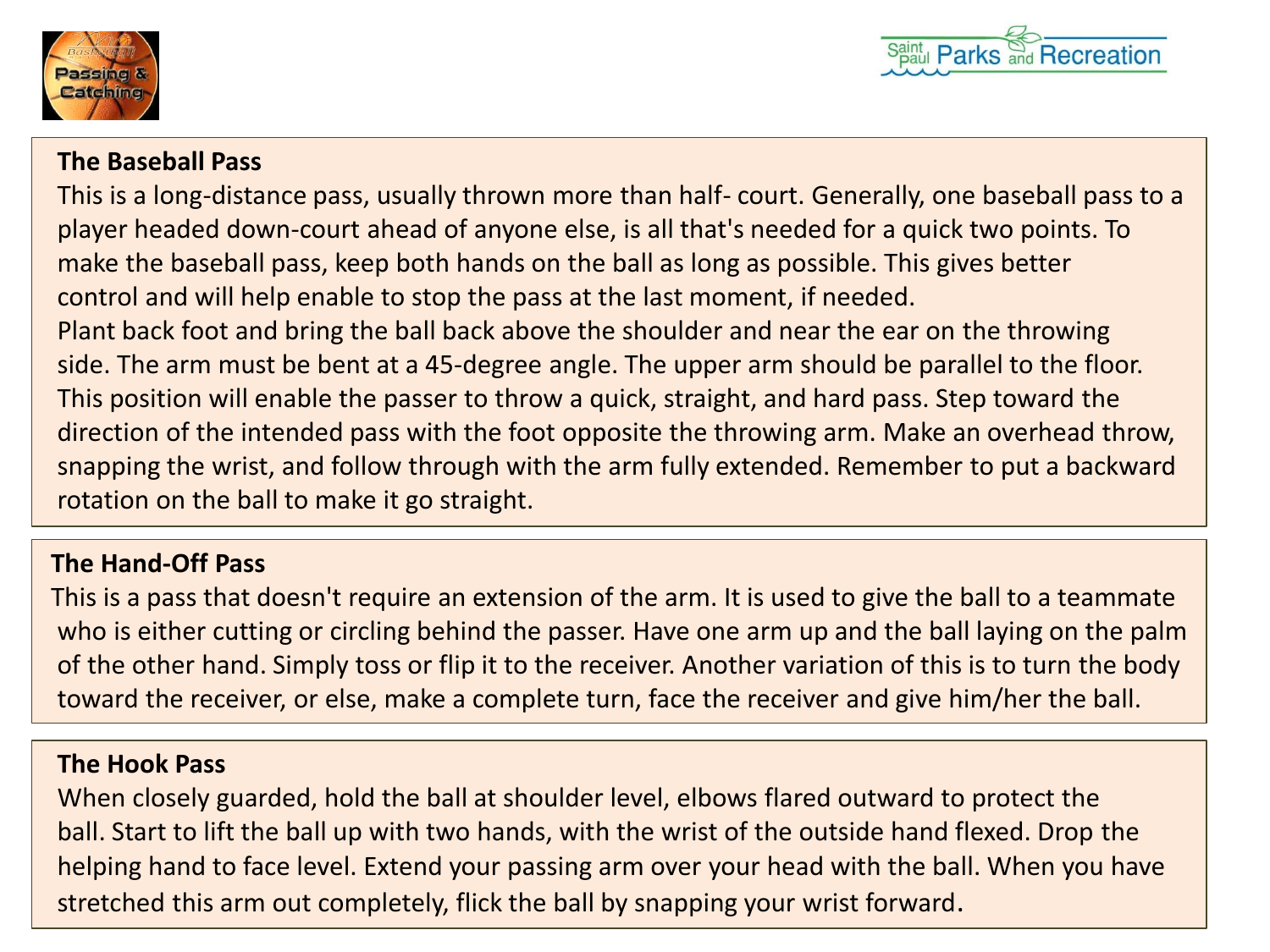## The Baseball Pass

This is a long-distance pass, usually thrown more than half- court. Generally, one baseball pass to a player headed down-court ahead of anyone else, is all that's needed for a quick two points. To make the baseball pass, keep both hands on the ball as long as possible. This gives better control and will help enable to stop the pass at the last moment, if needed.
Plant back foot and bring the ball back above the shoulder and near the ear on the throwing side. The arm must be bent at a 45-degree angle. The upper arm should be parallel to the floor. This position will enable the passer to throw a quick, straight, and hard pass. Step toward the direction of the intended pass with the foot opposite the throwing arm. Make an overhead throw, snapping the wrist, and follow through with the arm fully extended. Remember to put a backward rotation on the ball to make it go straight.

## The Hand-Off Pass

This is a pass that doesn't require an extension of the arm. It is used to give the ball to a teammate who is either cutting or circling behind the passer. Have one arm up and the ball laying on the palm of the other hand. Simply toss or flip it to the receiver. Another variation of this is to turn the body toward the receiver, or else, make a complete turn, face the receiver and give him/her the ball.

## The Hook Pass

When closely guarded, hold the ball at shoulder level, elbows flared outward to protect the ball. Start to lift the ball up with two hands, with the wrist of the outside hand flexed. Drop the helping hand to face level. Extend your passing arm over your head with the ball. When you have stretched this arm out completely, flick the ball by snapping your wrist forward.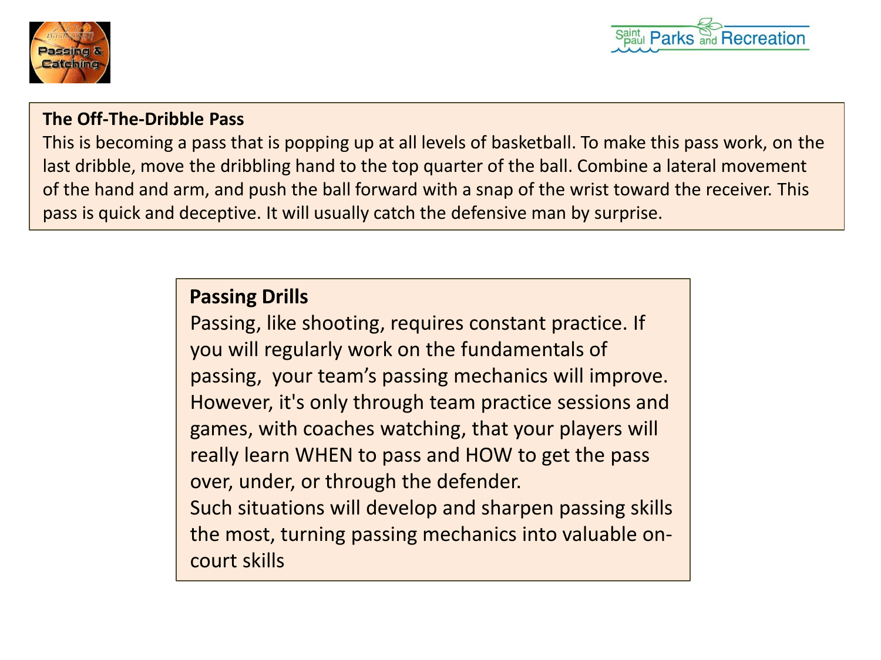## The Off-The-Dribble Pass

This is becoming a pass that is popping up at all levels of basketball. To make this pass work, on the last dribble, move the dribbling hand to the top quarter of the ball. Combine a lateral movement of the hand and arm, and push the ball forward with a snap of the wrist toward the receiver. This pass is quick and deceptive. It will usually catch the defensive man by surprise.

## Passing Drills

Passing, like shooting, requires constant practice. If you will regularly work on the fundamentals of passing, your team's passing mechanics will improve. However, it's only through team practice sessions and games, with coaches watching, that your players will really learn WHEN to pass and HOW to get the pass over, under, or through the defender.

Such situations will develop and sharpen passing skills the most, turning passing mechanics into valuable on-court skills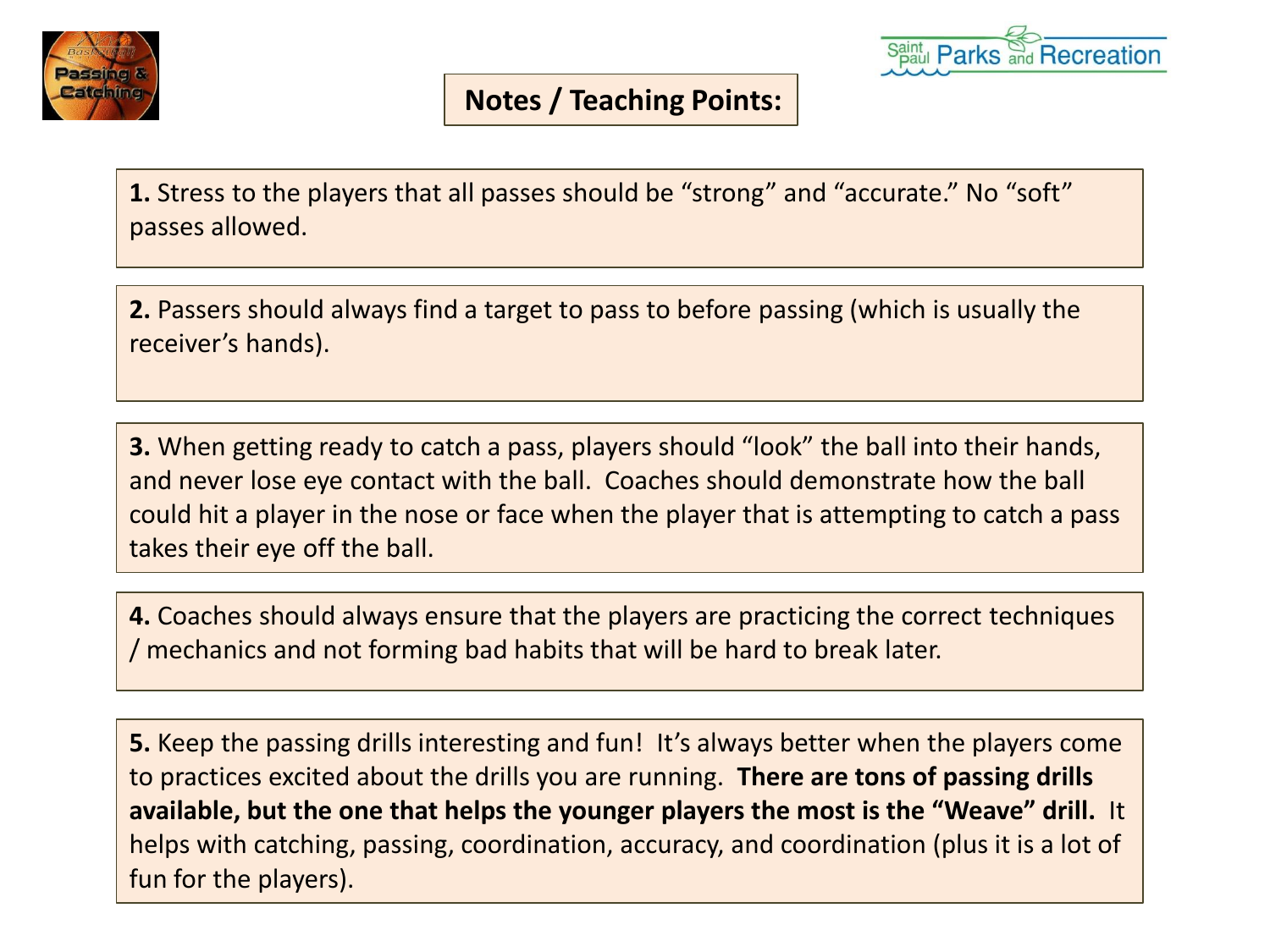# Notes / Teaching Points:

**1.** Stress to the players that all passes should be "strong" and "accurate." No "soft" passes allowed.

**2.** Passers should always find a target to pass to before passing (which is usually the receiver's hands).

**3.** When getting ready to catch a pass, players should "look" the ball into their hands, and never lose eye contact with the ball. Coaches should demonstrate how the ball could hit a player in the nose or face when the player that is attempting to catch a pass takes their eye off the ball.

**4.** Coaches should always ensure that the players are practicing the correct techniques / mechanics and not forming bad habits that will be hard to break later.

**5.** Keep the passing drills interesting and fun! It's always better when the players come to practices excited about the drills you are running. **There are tons of passing drills available, but the one that helps the younger players the most is the "Weave" drill.** It helps with catching, passing, coordination, accuracy, and coordination (plus it is a lot of fun for the players).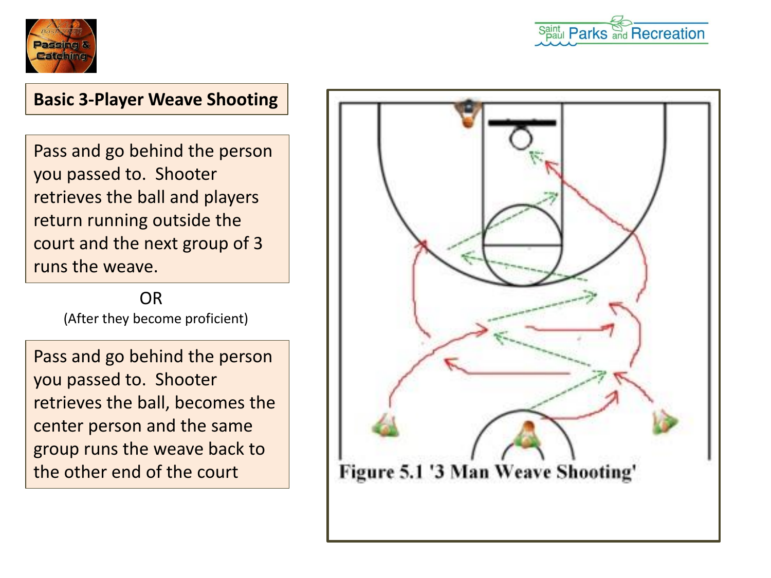## Basic 3-Player Weave Shooting

Pass and go behind the person you passed to. Shooter retrieves the ball and players return running outside the court and the next group of 3 runs the weave.

OR

(After they become proficient)

Pass and go behind the person you passed to. Shooter retrieves the ball, becomes the center person and the same group runs the weave back to the other end of the court

Figure 5.1 '3 Man Weave Shooting'